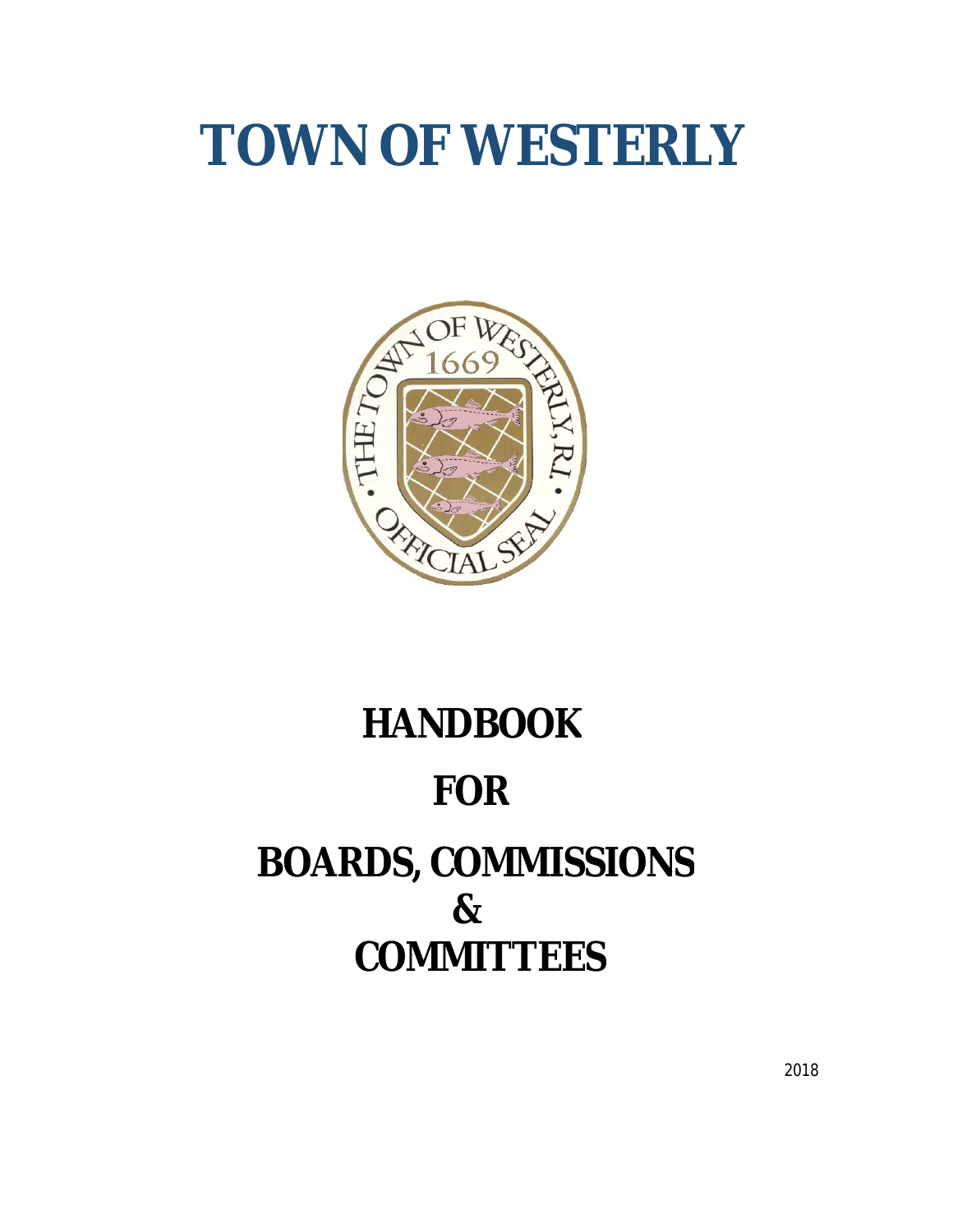# TOWN OF WESTERLY

# HANDBOOK

# FOR

# BOARDS, COMMISSIONS & COMMITTEES

2018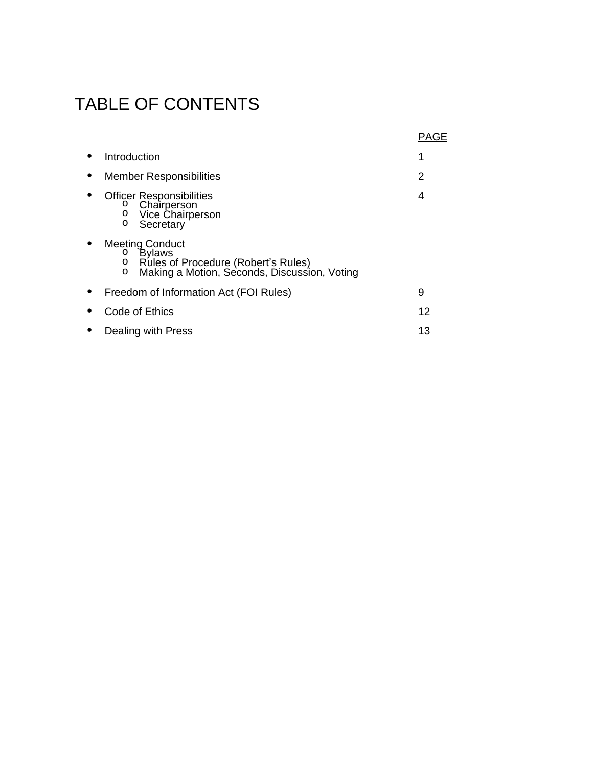# TABLE OF CONTENTS

| | PAGE |
|---|---|
| • Introduction | 1 |
| • Member Responsibilities | 2 |
| • Officer Responsibilities<br>o Chairperson<br>o Vice Chairperson<br>o Secretary | 4 |
| • Meeting Conduct<br>o Bylaws<br>o Rules of Procedure (Robert's Rules)<br>o Making a Motion, Seconds, Discussion, Voting | |
| • Freedom of Information Act (FOI Rules) | 9 |
| • Code of Ethics | 12 |
| • Dealing with Press | 13 |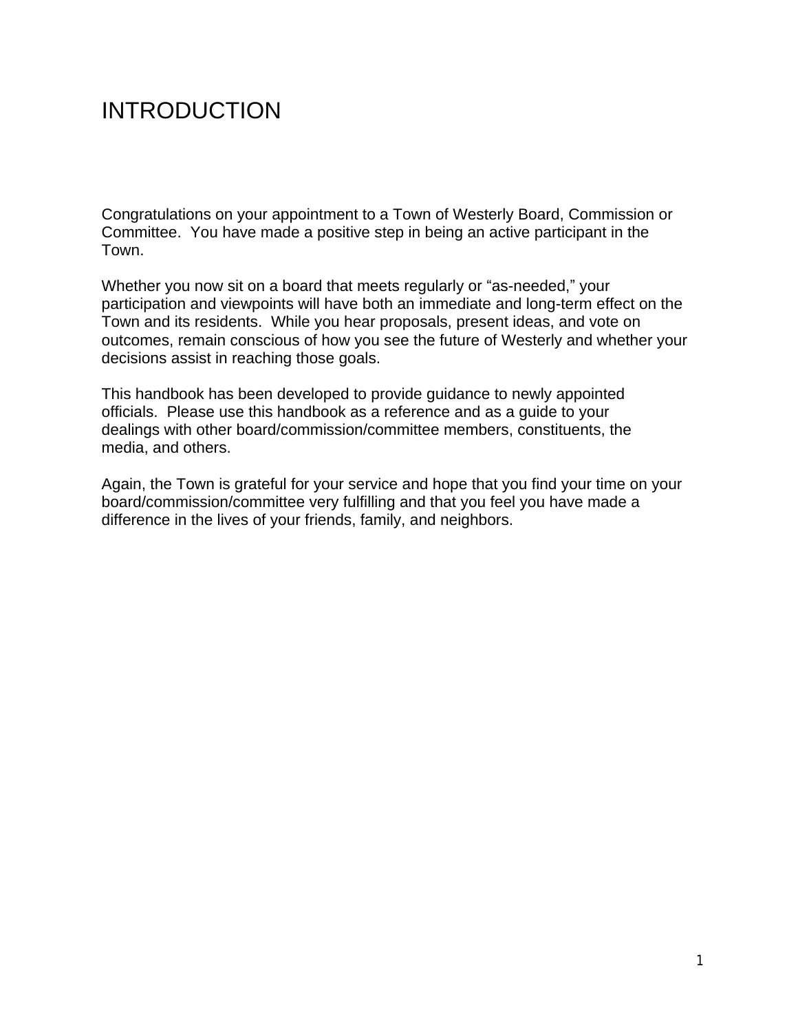# INTRODUCTION

Congratulations on your appointment to a Town of Westerly Board, Commission or Committee. You have made a positive step in being an active participant in the Town.

Whether you now sit on a board that meets regularly or "as-needed," your participation and viewpoints will have both an immediate and long-term effect on the Town and its residents. While you hear proposals, present ideas, and vote on outcomes, remain conscious of how you see the future of Westerly and whether your decisions assist in reaching those goals.

This handbook has been developed to provide guidance to newly appointed officials. Please use this handbook as a reference and as a guide to your dealings with other board/commission/committee members, constituents, the media, and others.

Again, the Town is grateful for your service and hope that you find your time on your board/commission/committee very fulfilling and that you feel you have made a difference in the lives of your friends, family, and neighbors.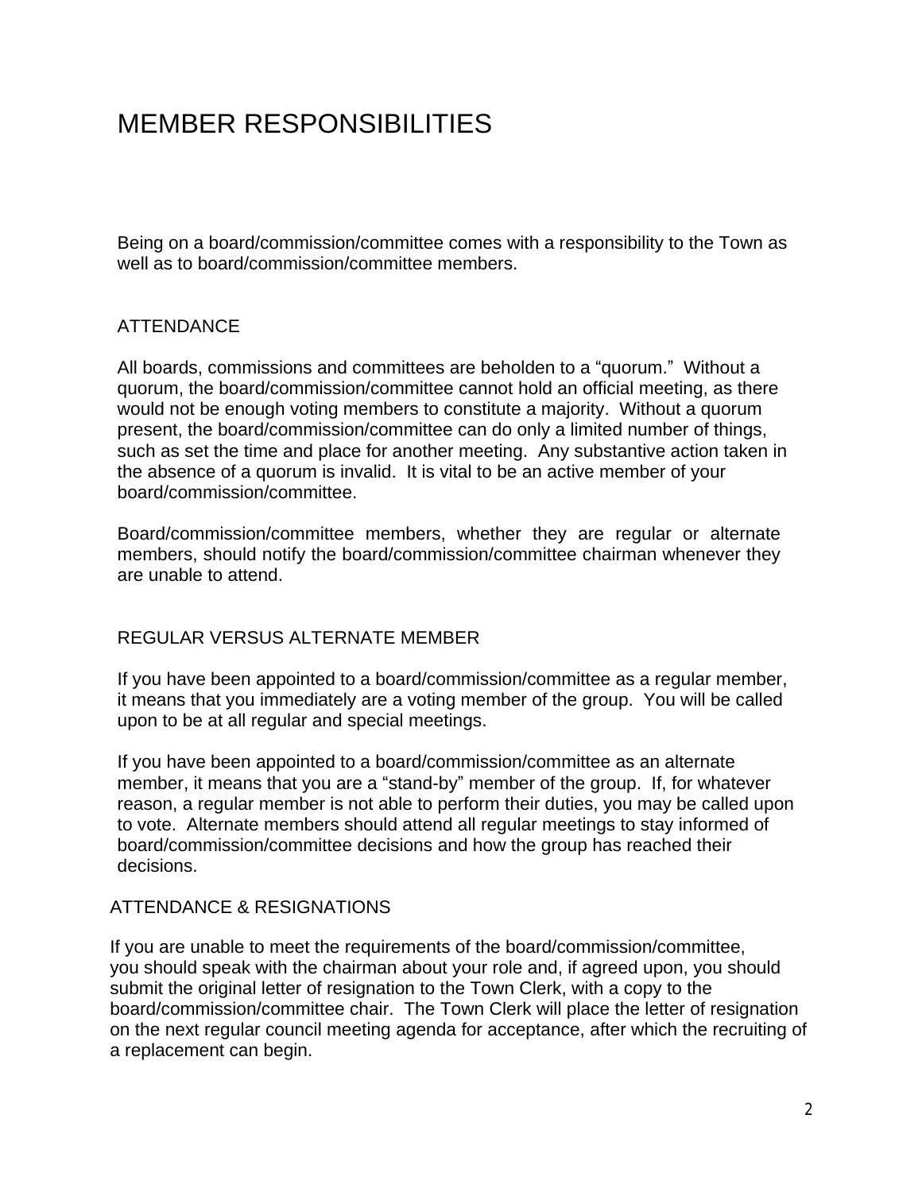# MEMBER RESPONSIBILITIES

Being on a board/commission/committee comes with a responsibility to the Town as well as to board/commission/committee members.

## ATTENDANCE

All boards, commissions and committees are beholden to a "quorum." Without a quorum, the board/commission/committee cannot hold an official meeting, as there would not be enough voting members to constitute a majority. Without a quorum present, the board/commission/committee can do only a limited number of things, such as set the time and place for another meeting. Any substantive action taken in the absence of a quorum is invalid. It is vital to be an active member of your board/commission/committee.

Board/commission/committee members, whether they are regular or alternate members, should notify the board/commission/committee chairman whenever they are unable to attend.

## REGULAR VERSUS ALTERNATE MEMBER

If you have been appointed to a board/commission/committee as a regular member, it means that you immediately are a voting member of the group. You will be called upon to be at all regular and special meetings.

If you have been appointed to a board/commission/committee as an alternate member, it means that you are a "stand-by" member of the group. If, for whatever reason, a regular member is not able to perform their duties, you may be called upon to vote. Alternate members should attend all regular meetings to stay informed of board/commission/committee decisions and how the group has reached their decisions.

## ATTENDANCE & RESIGNATIONS

If you are unable to meet the requirements of the board/commission/committee, you should speak with the chairman about your role and, if agreed upon, you should submit the original letter of resignation to the Town Clerk, with a copy to the board/commission/committee chair. The Town Clerk will place the letter of resignation on the next regular council meeting agenda for acceptance, after which the recruiting of a replacement can begin.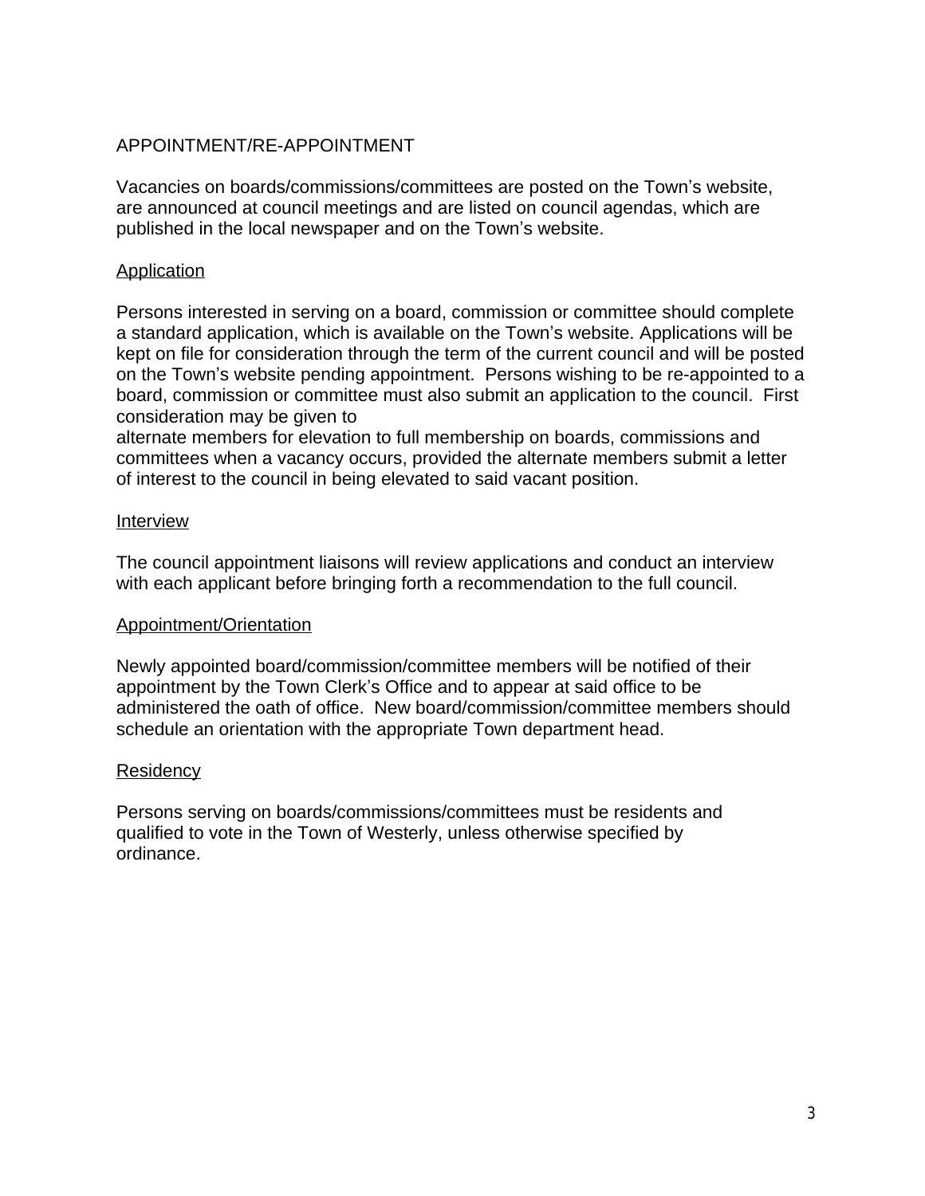## APPOINTMENT/RE-APPOINTMENT

Vacancies on boards/commissions/committees are posted on the Town's website, are announced at council meetings and are listed on council agendas, which are published in the local newspaper and on the Town's website.

### Application

Persons interested in serving on a board, commission or committee should complete a standard application, which is available on the Town's website. Applications will be kept on file for consideration through the term of the current council and will be posted on the Town's website pending appointment. Persons wishing to be re-appointed to a board, commission or committee must also submit an application to the council. First consideration may be given to alternate members for elevation to full membership on boards, commissions and committees when a vacancy occurs, provided the alternate members submit a letter of interest to the council in being elevated to said vacant position.

### Interview

The council appointment liaisons will review applications and conduct an interview with each applicant before bringing forth a recommendation to the full council.

### Appointment/Orientation

Newly appointed board/commission/committee members will be notified of their appointment by the Town Clerk's Office and to appear at said office to be administered the oath of office. New board/commission/committee members should schedule an orientation with the appropriate Town department head.

### Residency

Persons serving on boards/commissions/committees must be residents and qualified to vote in the Town of Westerly, unless otherwise specified by ordinance.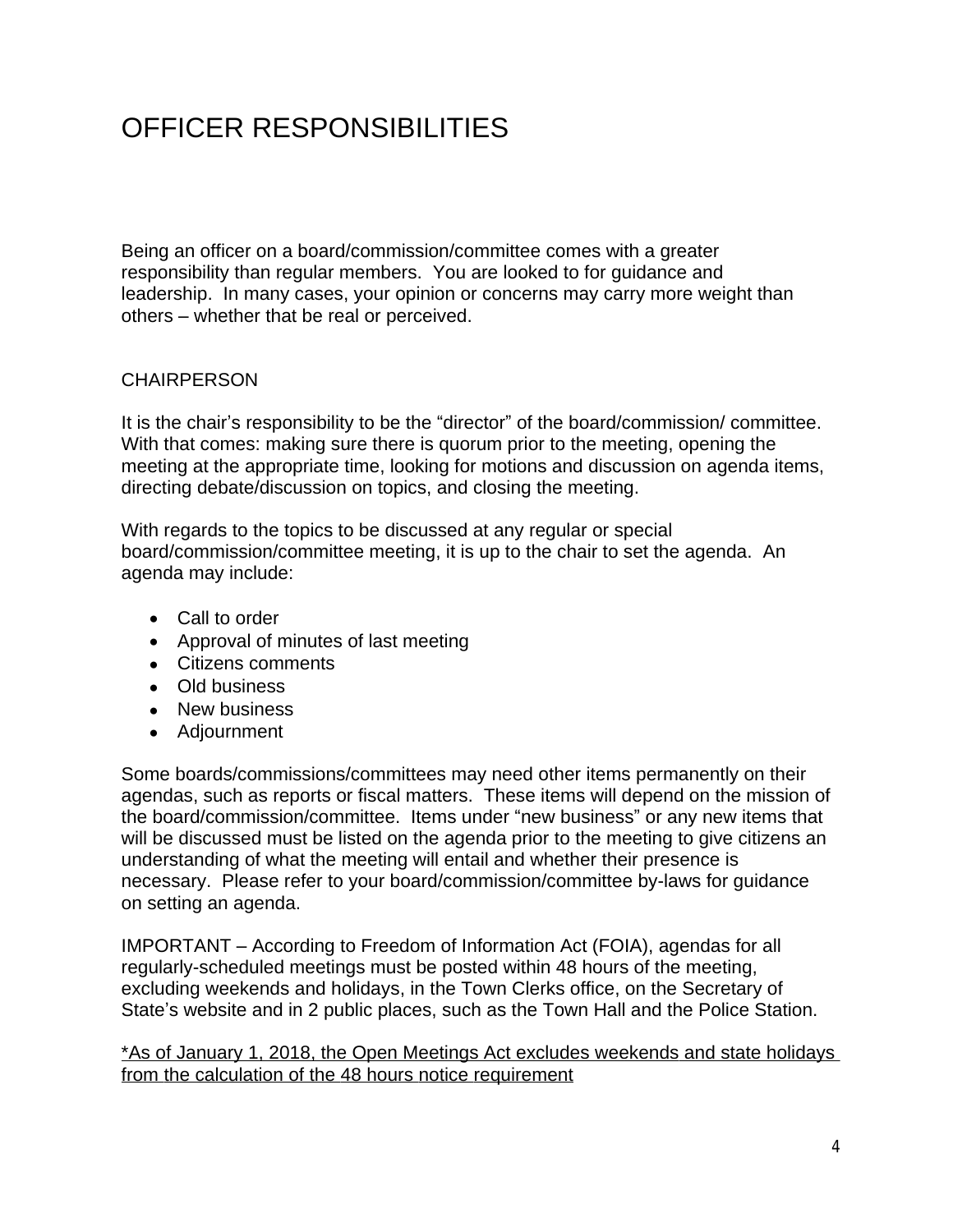# OFFICER RESPONSIBILITIES

Being an officer on a board/commission/committee comes with a greater responsibility than regular members. You are looked to for guidance and leadership. In many cases, your opinion or concerns may carry more weight than others – whether that be real or perceived.

## CHAIRPERSON

It is the chair's responsibility to be the "director" of the board/commission/ committee. With that comes: making sure there is quorum prior to the meeting, opening the meeting at the appropriate time, looking for motions and discussion on agenda items, directing debate/discussion on topics, and closing the meeting.

With regards to the topics to be discussed at any regular or special board/commission/committee meeting, it is up to the chair to set the agenda. An agenda may include:

- Call to order
- Approval of minutes of last meeting
- Citizens comments
- Old business
- New business
- Adjournment

Some boards/commissions/committees may need other items permanently on their agendas, such as reports or fiscal matters. These items will depend on the mission of the board/commission/committee. Items under "new business" or any new items that will be discussed must be listed on the agenda prior to the meeting to give citizens an understanding of what the meeting will entail and whether their presence is necessary. Please refer to your board/commission/committee by-laws for guidance on setting an agenda.

IMPORTANT – According to Freedom of Information Act (FOIA), agendas for all regularly-scheduled meetings must be posted within 48 hours of the meeting, excluding weekends and holidays, in the Town Clerks office, on the Secretary of State's website and in 2 public places, such as the Town Hall and the Police Station.

<u>*As of January 1, 2018, the Open Meetings Act excludes weekends and state holidays from the calculation of the 48 hours notice requirement</u>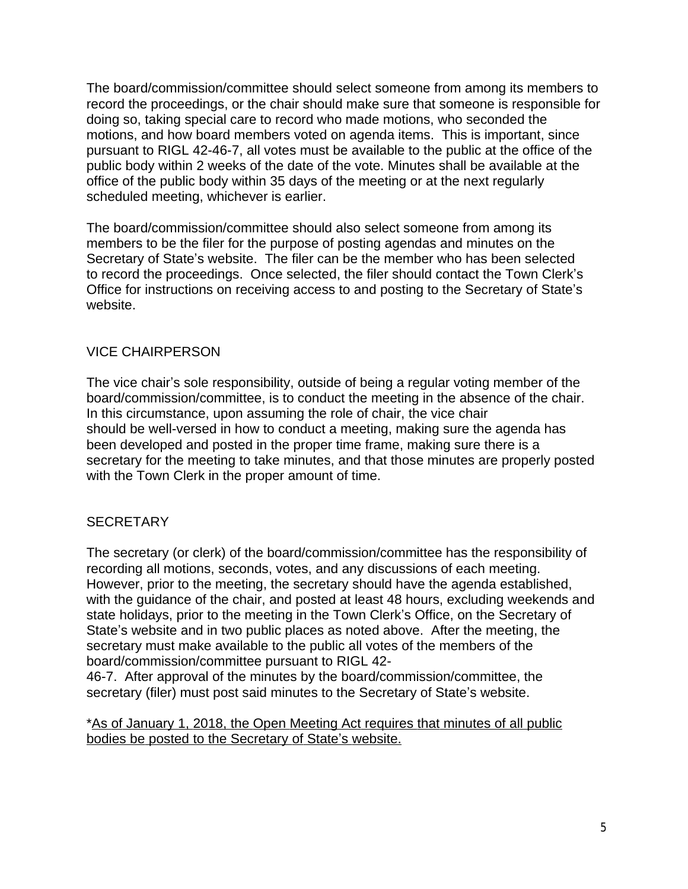The board/commission/committee should select someone from among its members to record the proceedings, or the chair should make sure that someone is responsible for doing so, taking special care to record who made motions, who seconded the motions, and how board members voted on agenda items. This is important, since pursuant to RIGL 42-46-7, all votes must be available to the public at the office of the public body within 2 weeks of the date of the vote. Minutes shall be available at the office of the public body within 35 days of the meeting or at the next regularly scheduled meeting, whichever is earlier.

The board/commission/committee should also select someone from among its members to be the filer for the purpose of posting agendas and minutes on the Secretary of State's website. The filer can be the member who has been selected to record the proceedings. Once selected, the filer should contact the Town Clerk's Office for instructions on receiving access to and posting to the Secretary of State's website.

## VICE CHAIRPERSON

The vice chair's sole responsibility, outside of being a regular voting member of the board/commission/committee, is to conduct the meeting in the absence of the chair. In this circumstance, upon assuming the role of chair, the vice chair should be well-versed in how to conduct a meeting, making sure the agenda has been developed and posted in the proper time frame, making sure there is a secretary for the meeting to take minutes, and that those minutes are properly posted with the Town Clerk in the proper amount of time.

## SECRETARY

The secretary (or clerk) of the board/commission/committee has the responsibility of recording all motions, seconds, votes, and any discussions of each meeting. However, prior to the meeting, the secretary should have the agenda established, with the guidance of the chair, and posted at least 48 hours, excluding weekends and state holidays, prior to the meeting in the Town Clerk's Office, on the Secretary of State's website and in two public places as noted above. After the meeting, the secretary must make available to the public all votes of the members of the board/commission/committee pursuant to RIGL 42-46-7. After approval of the minutes by the board/commission/committee, the secretary (filer) must post said minutes to the Secretary of State's website.

*<u>As of January 1, 2018, the Open Meeting Act requires that minutes of all public bodies be posted to the Secretary of State's website.</u>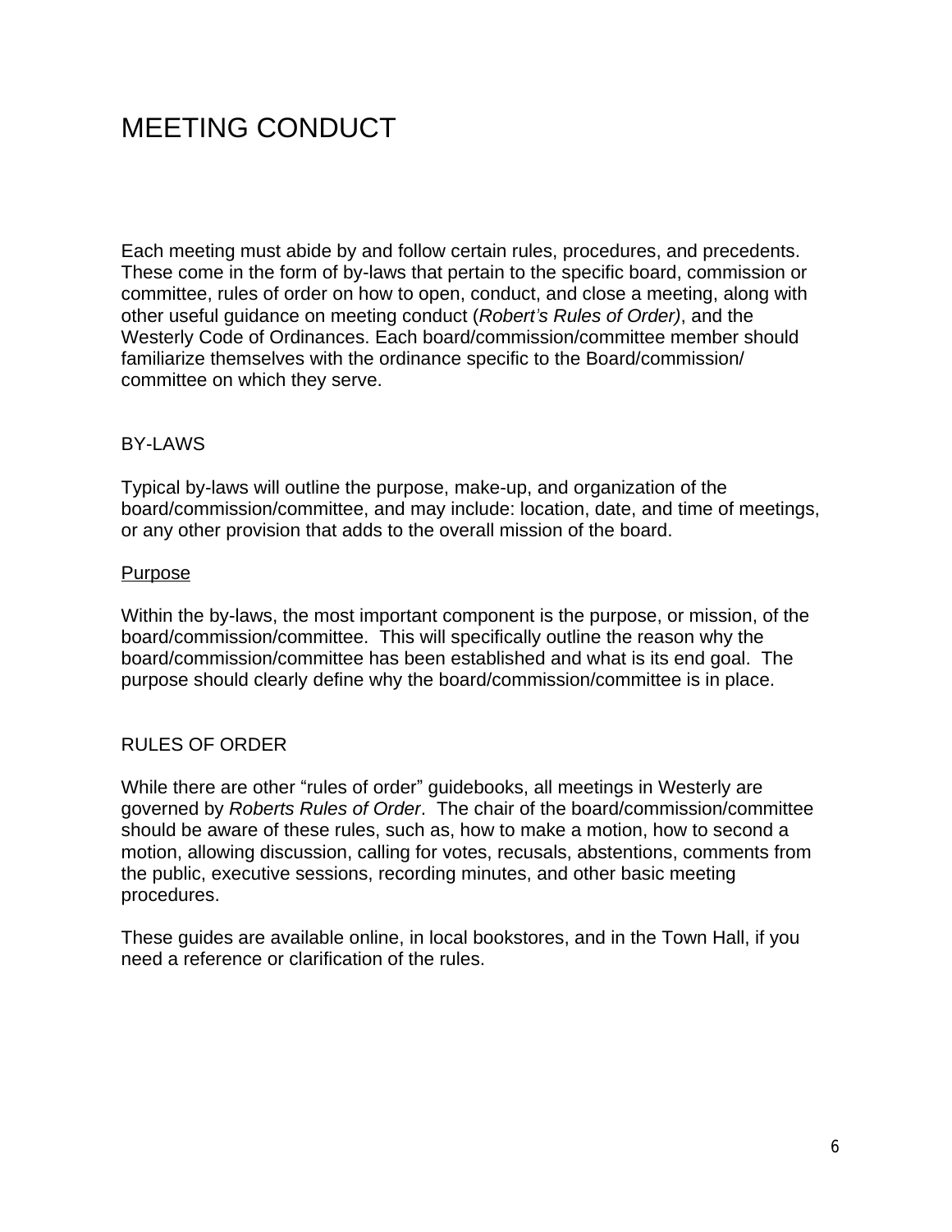# MEETING CONDUCT

Each meeting must abide by and follow certain rules, procedures, and precedents. These come in the form of by-laws that pertain to the specific board, commission or committee, rules of order on how to open, conduct, and close a meeting, along with other useful guidance on meeting conduct (*Robert's Rules of Order)*, and the Westerly Code of Ordinances. Each board/commission/committee member should familiarize themselves with the ordinance specific to the Board/commission/ committee on which they serve.

## BY-LAWS

Typical by-laws will outline the purpose, make-up, and organization of the board/commission/committee, and may include: location, date, and time of meetings, or any other provision that adds to the overall mission of the board.

### Purpose

Within the by-laws, the most important component is the purpose, or mission, of the board/commission/committee. This will specifically outline the reason why the board/commission/committee has been established and what is its end goal. The purpose should clearly define why the board/commission/committee is in place.

## RULES OF ORDER

While there are other "rules of order" guidebooks, all meetings in Westerly are governed by *Roberts Rules of Order*. The chair of the board/commission/committee should be aware of these rules, such as, how to make a motion, how to second a motion, allowing discussion, calling for votes, recusals, abstentions, comments from the public, executive sessions, recording minutes, and other basic meeting procedures.

These guides are available online, in local bookstores, and in the Town Hall, if you need a reference or clarification of the rules.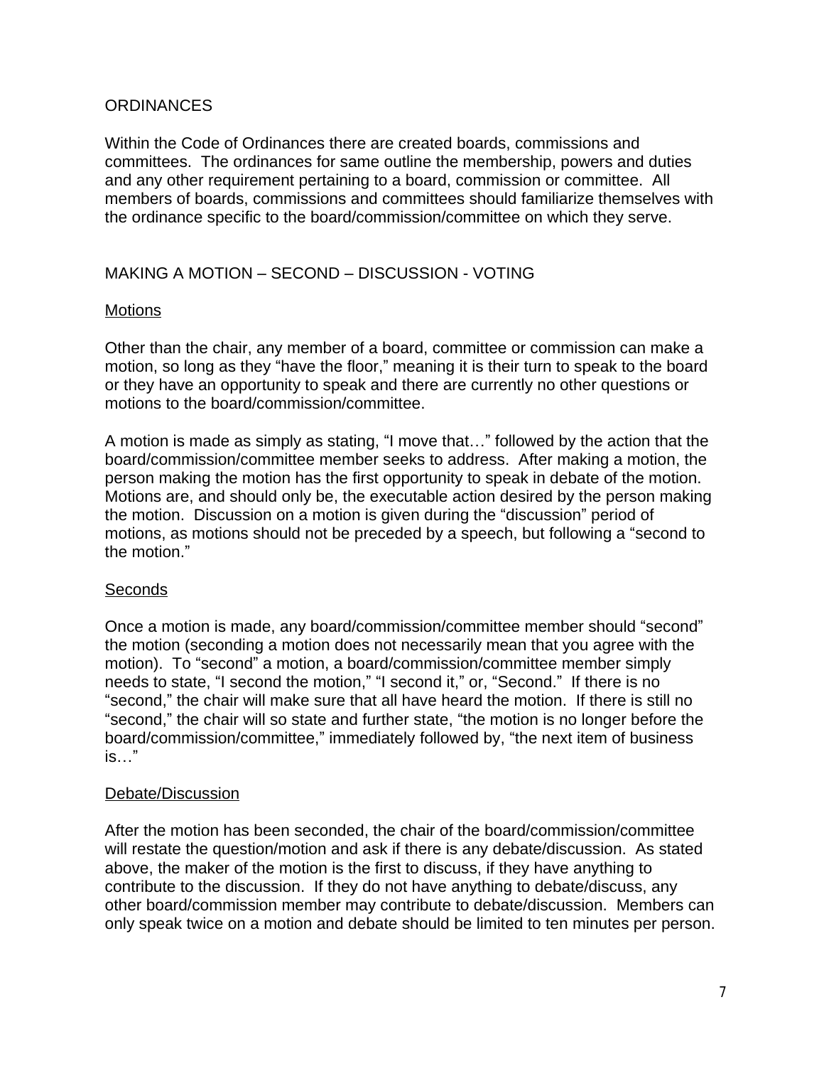## ORDINANCES

Within the Code of Ordinances there are created boards, commissions and committees. The ordinances for same outline the membership, powers and duties and any other requirement pertaining to a board, commission or committee. All members of boards, commissions and committees should familiarize themselves with the ordinance specific to the board/commission/committee on which they serve.

## MAKING A MOTION – SECOND – DISCUSSION - VOTING

### Motions

Other than the chair, any member of a board, committee or commission can make a motion, so long as they "have the floor," meaning it is their turn to speak to the board or they have an opportunity to speak and there are currently no other questions or motions to the board/commission/committee.

A motion is made as simply as stating, "I move that…" followed by the action that the board/commission/committee member seeks to address. After making a motion, the person making the motion has the first opportunity to speak in debate of the motion. Motions are, and should only be, the executable action desired by the person making the motion. Discussion on a motion is given during the "discussion" period of motions, as motions should not be preceded by a speech, but following a "second to the motion."

### Seconds

Once a motion is made, any board/commission/committee member should "second" the motion (seconding a motion does not necessarily mean that you agree with the motion). To "second" a motion, a board/commission/committee member simply needs to state, "I second the motion," "I second it," or, "Second." If there is no "second," the chair will make sure that all have heard the motion. If there is still no "second," the chair will so state and further state, "the motion is no longer before the board/commission/committee," immediately followed by, "the next item of business is…"

### Debate/Discussion

After the motion has been seconded, the chair of the board/commission/committee will restate the question/motion and ask if there is any debate/discussion. As stated above, the maker of the motion is the first to discuss, if they have anything to contribute to the discussion. If they do not have anything to debate/discuss, any other board/commission member may contribute to debate/discussion. Members can only speak twice on a motion and debate should be limited to ten minutes per person.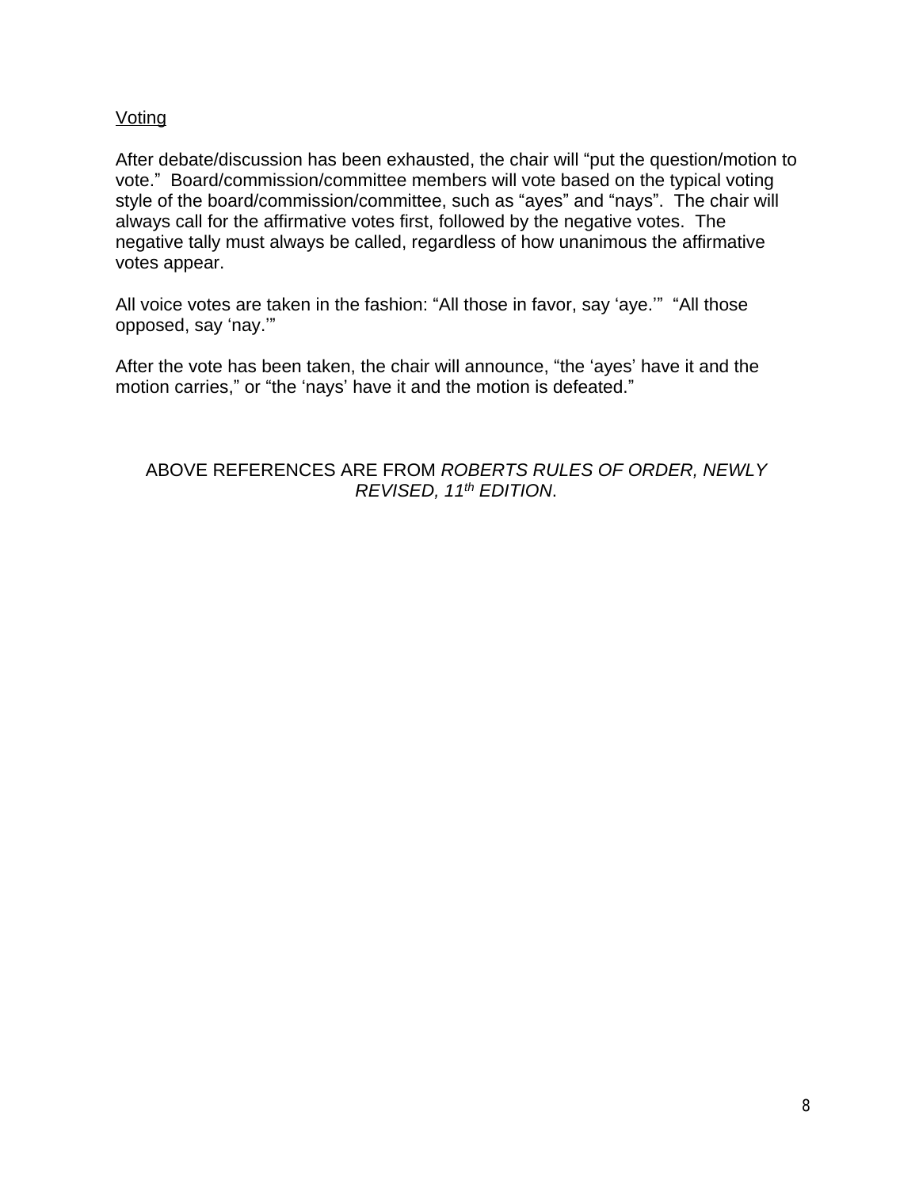<u>Voting</u>

After debate/discussion has been exhausted, the chair will “put the question/motion to vote.” Board/commission/committee members will vote based on the typical voting style of the board/commission/committee, such as “ayes” and “nays”. The chair will always call for the affirmative votes first, followed by the negative votes. The negative tally must always be called, regardless of how unanimous the affirmative votes appear.

All voice votes are taken in the fashion: “All those in favor, say ‘aye.’” “All those opposed, say ‘nay.’”

After the vote has been taken, the chair will announce, “the ‘ayes’ have it and the motion carries,” or “the ‘nays’ have it and the motion is defeated.”

ABOVE REFERENCES ARE FROM *ROBERTS RULES OF ORDER, NEWLY REVISED, 11th EDITION*.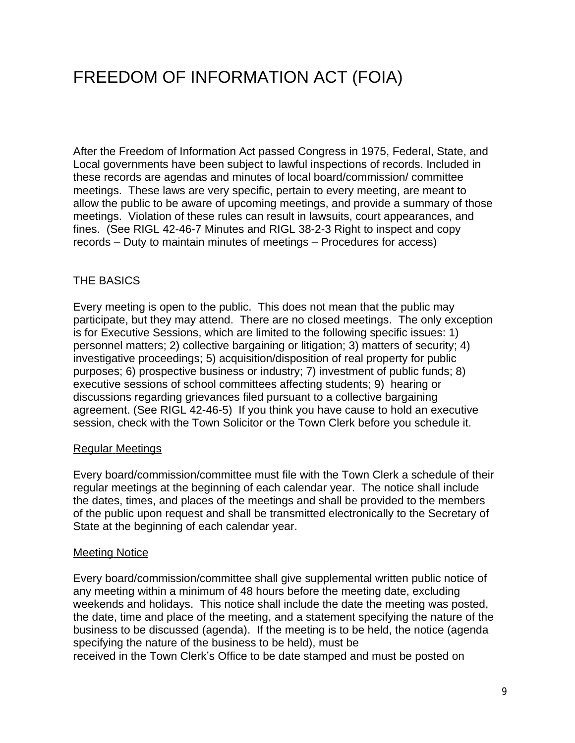# FREEDOM OF INFORMATION ACT (FOIA)

After the Freedom of Information Act passed Congress in 1975, Federal, State, and Local governments have been subject to lawful inspections of records. Included in these records are agendas and minutes of local board/commission/ committee meetings. These laws are very specific, pertain to every meeting, are meant to allow the public to be aware of upcoming meetings, and provide a summary of those meetings. Violation of these rules can result in lawsuits, court appearances, and fines. (See RIGL 42-46-7 Minutes and RIGL 38-2-3 Right to inspect and copy records – Duty to maintain minutes of meetings – Procedures for access)

## THE BASICS

Every meeting is open to the public. This does not mean that the public may participate, but they may attend. There are no closed meetings. The only exception is for Executive Sessions, which are limited to the following specific issues: 1) personnel matters; 2) collective bargaining or litigation; 3) matters of security; 4) investigative proceedings; 5) acquisition/disposition of real property for public purposes; 6) prospective business or industry; 7) investment of public funds; 8) executive sessions of school committees affecting students; 9) hearing or discussions regarding grievances filed pursuant to a collective bargaining agreement. (See RIGL 42-46-5) If you think you have cause to hold an executive session, check with the Town Solicitor or the Town Clerk before you schedule it.

### Regular Meetings

Every board/commission/committee must file with the Town Clerk a schedule of their regular meetings at the beginning of each calendar year. The notice shall include the dates, times, and places of the meetings and shall be provided to the members of the public upon request and shall be transmitted electronically to the Secretary of State at the beginning of each calendar year.

### Meeting Notice

Every board/commission/committee shall give supplemental written public notice of any meeting within a minimum of 48 hours before the meeting date, excluding weekends and holidays. This notice shall include the date the meeting was posted, the date, time and place of the meeting, and a statement specifying the nature of the business to be discussed (agenda). If the meeting is to be held, the notice (agenda specifying the nature of the business to be held), must be received in the Town Clerk's Office to be date stamped and must be posted on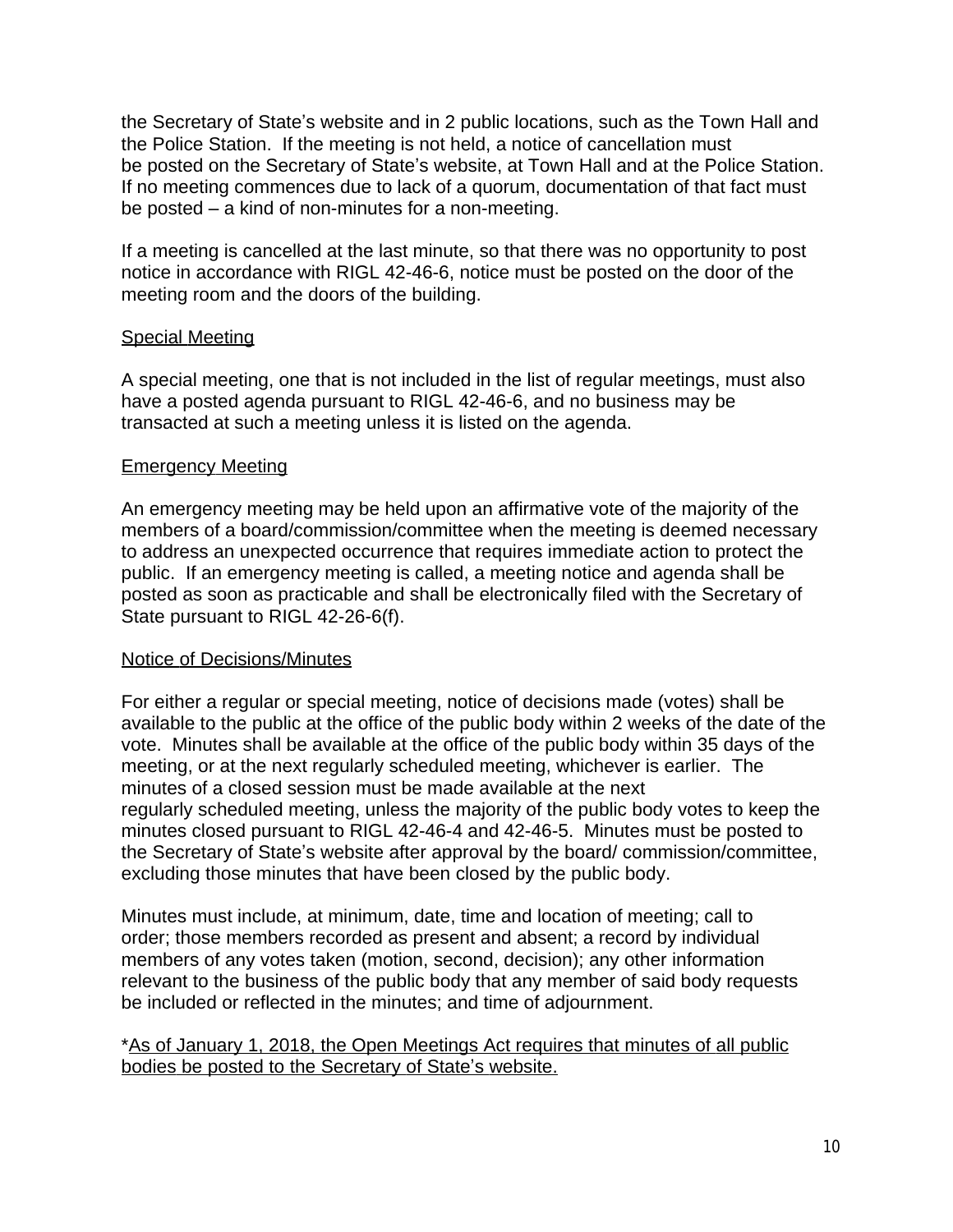the Secretary of State's website and in 2 public locations, such as the Town Hall and the Police Station. If the meeting is not held, a notice of cancellation must be posted on the Secretary of State's website, at Town Hall and at the Police Station. If no meeting commences due to lack of a quorum, documentation of that fact must be posted – a kind of non-minutes for a non-meeting.

If a meeting is cancelled at the last minute, so that there was no opportunity to post notice in accordance with RIGL 42-46-6, notice must be posted on the door of the meeting room and the doors of the building.

<u>Special Meeting</u>

A special meeting, one that is not included in the list of regular meetings, must also have a posted agenda pursuant to RIGL 42-46-6, and no business may be transacted at such a meeting unless it is listed on the agenda.

<u>Emergency Meeting</u>

An emergency meeting may be held upon an affirmative vote of the majority of the members of a board/commission/committee when the meeting is deemed necessary to address an unexpected occurrence that requires immediate action to protect the public. If an emergency meeting is called, a meeting notice and agenda shall be posted as soon as practicable and shall be electronically filed with the Secretary of State pursuant to RIGL 42-26-6(f).

<u>Notice of Decisions/Minutes</u>

For either a regular or special meeting, notice of decisions made (votes) shall be available to the public at the office of the public body within 2 weeks of the date of the vote. Minutes shall be available at the office of the public body within 35 days of the meeting, or at the next regularly scheduled meeting, whichever is earlier. The minutes of a closed session must be made available at the next regularly scheduled meeting, unless the majority of the public body votes to keep the minutes closed pursuant to RIGL 42-46-4 and 42-46-5. Minutes must be posted to the Secretary of State's website after approval by the board/ commission/committee, excluding those minutes that have been closed by the public body.

Minutes must include, at minimum, date, time and location of meeting; call to order; those members recorded as present and absent; a record by individual members of any votes taken (motion, second, decision); any other information relevant to the business of the public body that any member of said body requests be included or reflected in the minutes; and time of adjournment.

*<u>As of January 1, 2018, the Open Meetings Act requires that minutes of all public bodies be posted to the Secretary of State's website.</u>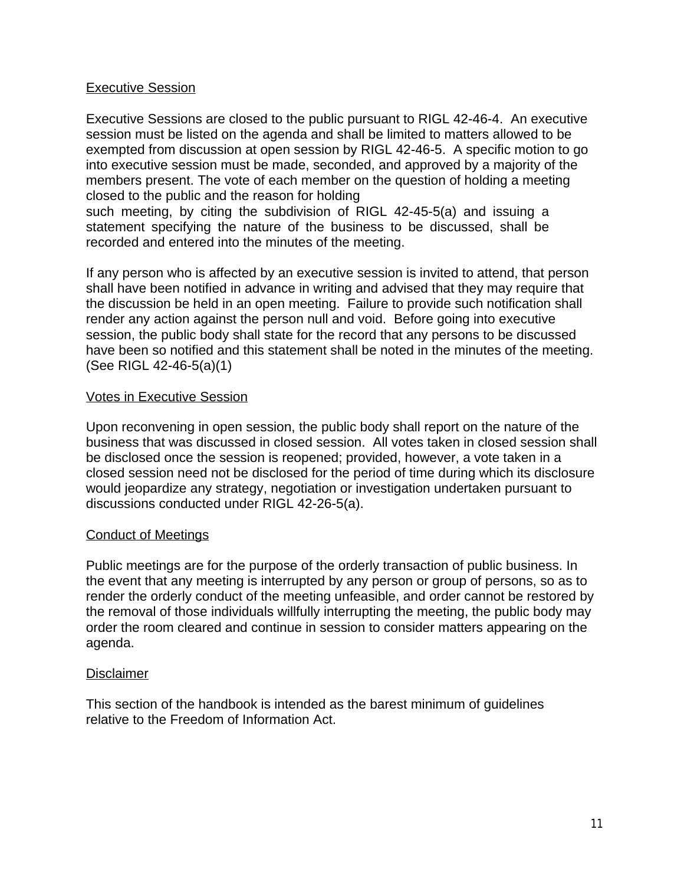Executive Session

Executive Sessions are closed to the public pursuant to RIGL 42-46-4. An executive session must be listed on the agenda and shall be limited to matters allowed to be exempted from discussion at open session by RIGL 42-46-5. A specific motion to go into executive session must be made, seconded, and approved by a majority of the members present. The vote of each member on the question of holding a meeting closed to the public and the reason for holding such meeting, by citing the subdivision of RIGL 42-45-5(a) and issuing a statement specifying the nature of the business to be discussed, shall be recorded and entered into the minutes of the meeting.

If any person who is affected by an executive session is invited to attend, that person shall have been notified in advance in writing and advised that they may require that the discussion be held in an open meeting. Failure to provide such notification shall render any action against the person null and void. Before going into executive session, the public body shall state for the record that any persons to be discussed have been so notified and this statement shall be noted in the minutes of the meeting. (See RIGL 42-46-5(a)(1)

Votes in Executive Session

Upon reconvening in open session, the public body shall report on the nature of the business that was discussed in closed session. All votes taken in closed session shall be disclosed once the session is reopened; provided, however, a vote taken in a closed session need not be disclosed for the period of time during which its disclosure would jeopardize any strategy, negotiation or investigation undertaken pursuant to discussions conducted under RIGL 42-26-5(a).

Conduct of Meetings

Public meetings are for the purpose of the orderly transaction of public business. In the event that any meeting is interrupted by any person or group of persons, so as to render the orderly conduct of the meeting unfeasible, and order cannot be restored by the removal of those individuals willfully interrupting the meeting, the public body may order the room cleared and continue in session to consider matters appearing on the agenda.

Disclaimer

This section of the handbook is intended as the barest minimum of guidelines relative to the Freedom of Information Act.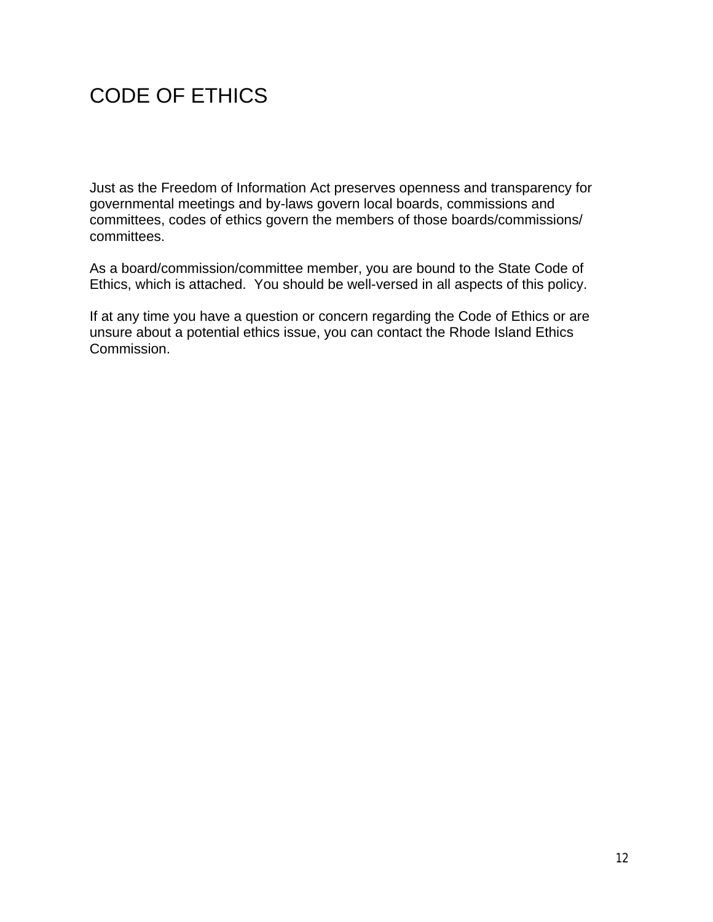# CODE OF ETHICS

Just as the Freedom of Information Act preserves openness and transparency for governmental meetings and by-laws govern local boards, commissions and committees, codes of ethics govern the members of those boards/commissions/committees.

As a board/commission/committee member, you are bound to the State Code of Ethics, which is attached. You should be well-versed in all aspects of this policy.

If at any time you have a question or concern regarding the Code of Ethics or are unsure about a potential ethics issue, you can contact the Rhode Island Ethics Commission.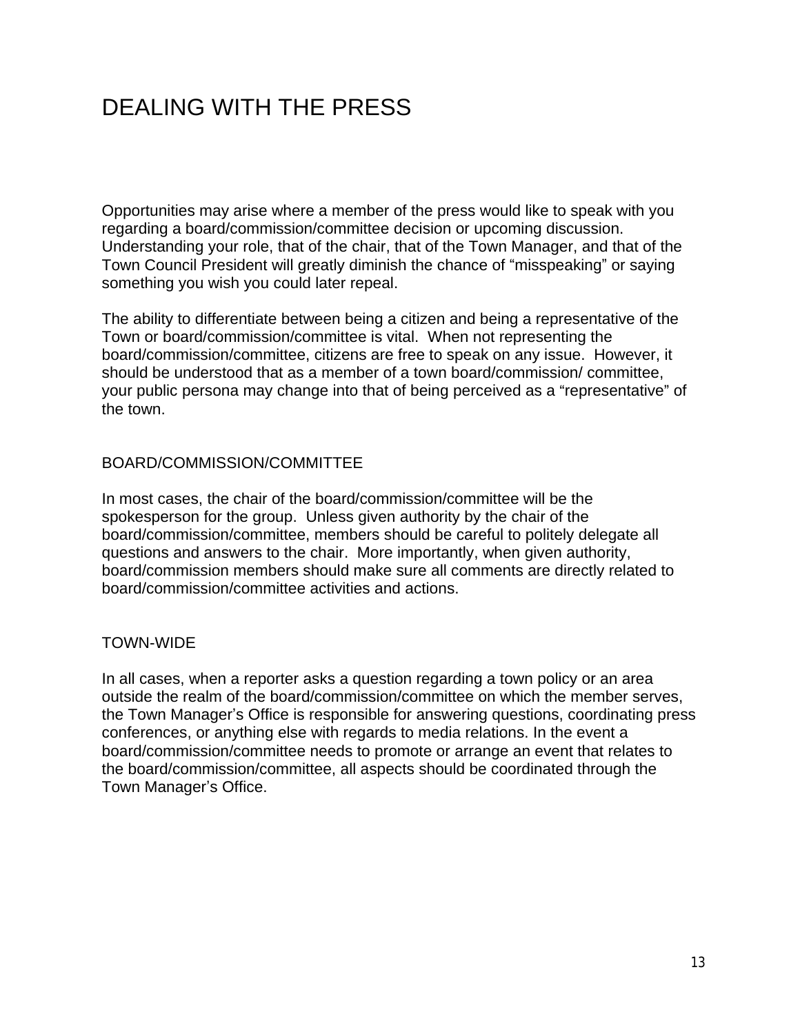# DEALING WITH THE PRESS

Opportunities may arise where a member of the press would like to speak with you regarding a board/commission/committee decision or upcoming discussion. Understanding your role, that of the chair, that of the Town Manager, and that of the Town Council President will greatly diminish the chance of "misspeaking" or saying something you wish you could later repeal.

The ability to differentiate between being a citizen and being a representative of the Town or board/commission/committee is vital. When not representing the board/commission/committee, citizens are free to speak on any issue. However, it should be understood that as a member of a town board/commission/ committee, your public persona may change into that of being perceived as a "representative" of the town.

## BOARD/COMMISSION/COMMITTEE

In most cases, the chair of the board/commission/committee will be the spokesperson for the group. Unless given authority by the chair of the board/commission/committee, members should be careful to politely delegate all questions and answers to the chair. More importantly, when given authority, board/commission members should make sure all comments are directly related to board/commission/committee activities and actions.

## TOWN-WIDE

In all cases, when a reporter asks a question regarding a town policy or an area outside the realm of the board/commission/committee on which the member serves, the Town Manager's Office is responsible for answering questions, coordinating press conferences, or anything else with regards to media relations. In the event a board/commission/committee needs to promote or arrange an event that relates to the board/commission/committee, all aspects should be coordinated through the Town Manager's Office.